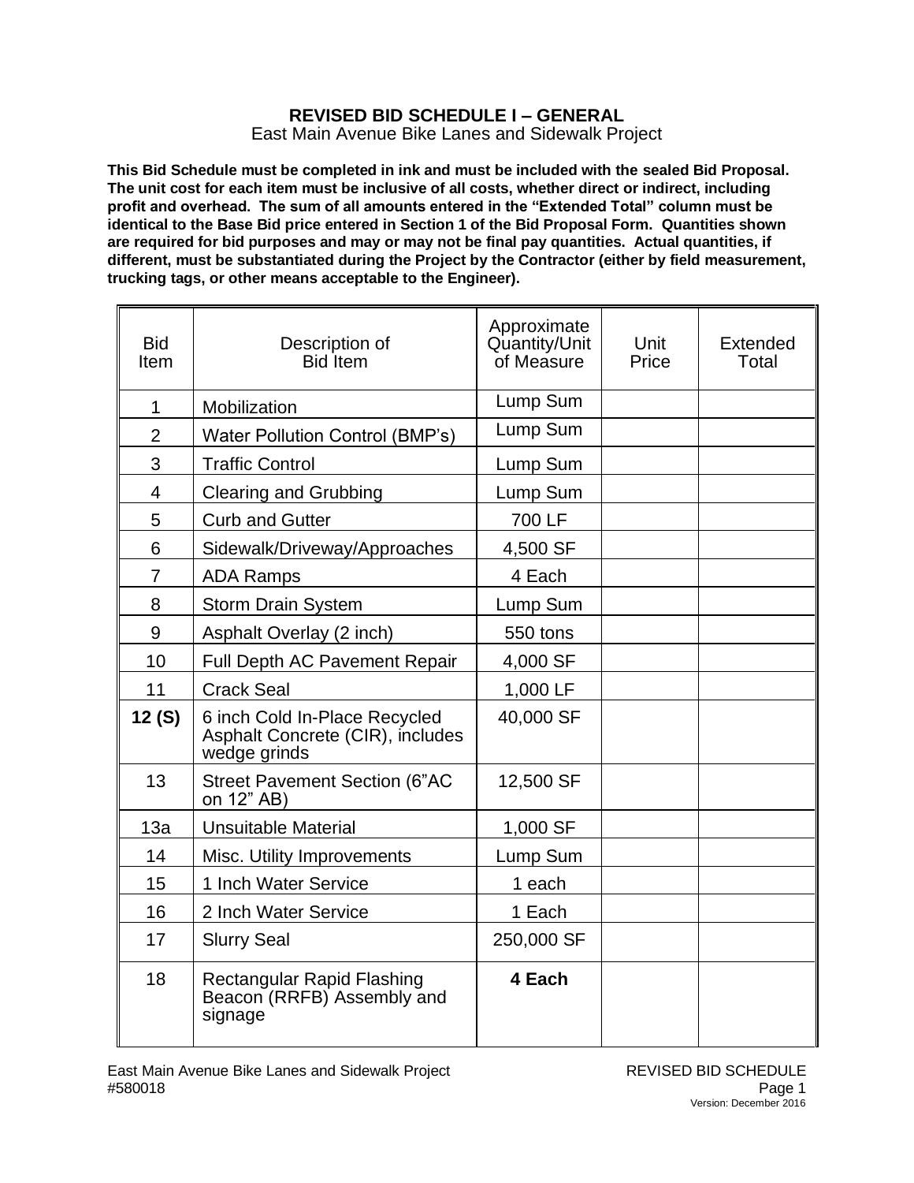# REVISED BID SCHEDULE I – GENERAL

East Main Avenue Bike Lanes and Sidewalk Project

**This Bid Schedule must be completed in ink and must be included with the sealed Bid Proposal. The unit cost for each item must be inclusive of all costs, whether direct or indirect, including profit and overhead. The sum of all amounts entered in the "Extended Total" column must be identical to the Base Bid price entered in Section 1 of the Bid Proposal Form. Quantities shown are required for bid purposes and may or may not be final pay quantities. Actual quantities, if different, must be substantiated during the Project by the Contractor (either by field measurement, trucking tags, or other means acceptable to the Engineer).**

| Bid Item | Description of Bid Item | Approximate Quantity/Unit of Measure | Unit Price | Extended Total |
|---|---|---|---|---|
| 1 | Mobilization | Lump Sum | | |
| 2 | Water Pollution Control (BMP's) | Lump Sum | | |
| 3 | Traffic Control | Lump Sum | | |
| 4 | Clearing and Grubbing | Lump Sum | | |
| 5 | Curb and Gutter | 700 LF | | |
| 6 | Sidewalk/Driveway/Approaches | 4,500 SF | | |
| 7 | ADA Ramps | 4 Each | | |
| 8 | Storm Drain System | Lump Sum | | |
| 9 | Asphalt Overlay (2 inch) | 550 tons | | |
| 10 | Full Depth AC Pavement Repair | 4,000 SF | | |
| 11 | Crack Seal | 1,000 LF | | |
| **12 (S)** | 6 inch Cold In-Place Recycled Asphalt Concrete (CIR), includes wedge grinds | 40,000 SF | | |
| 13 | Street Pavement Section (6"AC on 12" AB) | 12,500 SF | | |
| 13a | Unsuitable Material | 1,000 SF | | |
| 14 | Misc. Utility Improvements | Lump Sum | | |
| 15 | 1 Inch Water Service | 1 each | | |
| 16 | 2 Inch Water Service | 1 Each | | |
| 17 | Slurry Seal | 250,000 SF | | |
| 18 | Rectangular Rapid Flashing Beacon (RRFB) Assembly and signage | **4 Each** | | |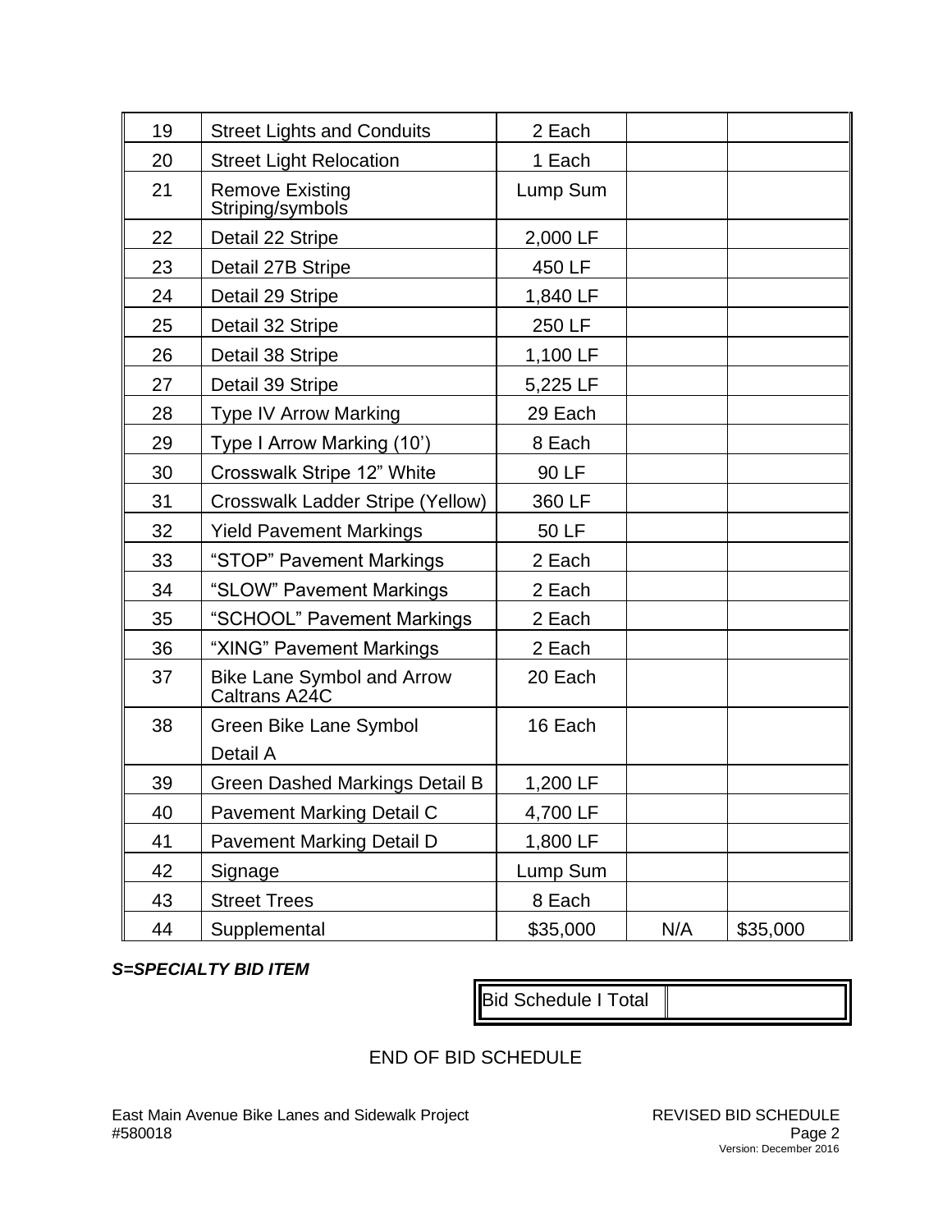| | | | | |
|---|---|---|---|---|
| 19 | Street Lights and Conduits | 2 Each | | |
| 20 | Street Light Relocation | 1 Each | | |
| 21 | Remove Existing Striping/symbols | Lump Sum | | |
| 22 | Detail 22 Stripe | 2,000 LF | | |
| 23 | Detail 27B Stripe | 450 LF | | |
| 24 | Detail 29 Stripe | 1,840 LF | | |
| 25 | Detail 32 Stripe | 250 LF | | |
| 26 | Detail 38 Stripe | 1,100 LF | | |
| 27 | Detail 39 Stripe | 5,225 LF | | |
| 28 | Type IV Arrow Marking | 29 Each | | |
| 29 | Type I Arrow Marking (10’) | 8 Each | | |
| 30 | Crosswalk Stripe 12” White | 90 LF | | |
| 31 | Crosswalk Ladder Stripe (Yellow) | 360 LF | | |
| 32 | Yield Pavement Markings | 50 LF | | |
| 33 | “STOP” Pavement Markings | 2 Each | | |
| 34 | “SLOW” Pavement Markings | 2 Each | | |
| 35 | “SCHOOL” Pavement Markings | 2 Each | | |
| 36 | “XING” Pavement Markings | 2 Each | | |
| 37 | Bike Lane Symbol and Arrow Caltrans A24C | 20 Each | | |
| 38 | Green Bike Lane Symbol Detail A | 16 Each | | |
| 39 | Green Dashed Markings Detail B | 1,200 LF | | |
| 40 | Pavement Marking Detail C | 4,700 LF | | |
| 41 | Pavement Marking Detail D | 1,800 LF | | |
| 42 | Signage | Lump Sum | | |
| 43 | Street Trees | 8 Each | | |
| 44 | Supplemental | $35,000 | N/A | $35,000 |

***S=SPECIALTY BID ITEM***

| Bid Schedule I Total | |
|---|---|

END OF BID SCHEDULE

East Main Avenue Bike Lanes and Sidewalk Project
#580018

REVISED BID SCHEDULE
Version: December 2016